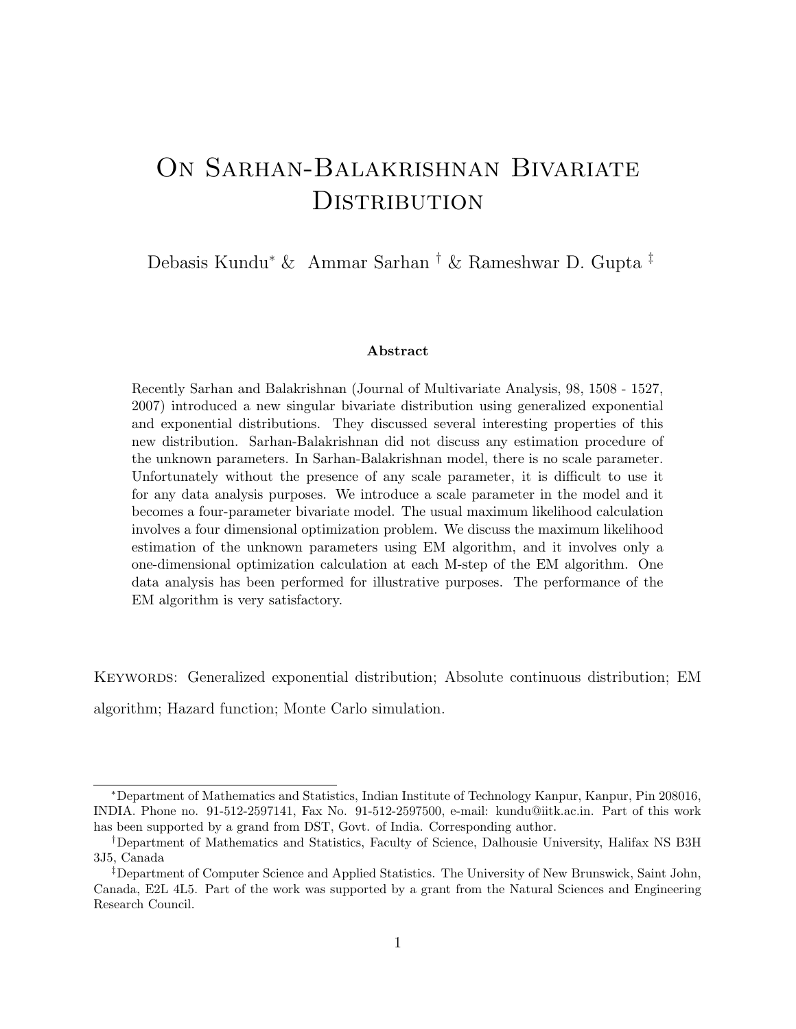# On Sarhan-Balakrishnan Bivariate Distribution

Debasis Kundu[*] & Ammar Sarhan [†] & Rameshwar D. Gupta [‡]

### Abstract

Recently Sarhan and Balakrishnan (Journal of Multivariate Analysis, 98, 1508 - 1527, 2007) introduced a new singular bivariate distribution using generalized exponential and exponential distributions. They discussed several interesting properties of this new distribution. Sarhan-Balakrishnan did not discuss any estimation procedure of the unknown parameters. In Sarhan-Balakrishnan model, there is no scale parameter. Unfortunately without the presence of any scale parameter, it is difficult to use it for any data analysis purposes. We introduce a scale parameter in the model and it becomes a four-parameter bivariate model. The usual maximum likelihood calculation involves a four dimensional optimization problem. We discuss the maximum likelihood estimation of the unknown parameters using EM algorithm, and it involves only a one-dimensional optimization calculation at each M-step of the EM algorithm. One data analysis has been performed for illustrative purposes. The performance of the EM algorithm is very satisfactory.

Keywords: Generalized exponential distribution; Absolute continuous distribution; EM algorithm; Hazard function; Monte Carlo simulation.

---

[*] Department of Mathematics and Statistics, Indian Institute of Technology Kanpur, Kanpur, Pin 208016, INDIA. Phone no. 91-512-2597141, Fax No. 91-512-2597500, e-mail: kundu@iitk.ac.in. Part of this work has been supported by a grand from DST, Govt. of India. Corresponding author.

[†] Department of Mathematics and Statistics, Faculty of Science, Dalhousie University, Halifax NS B3H 3J5, Canada

[‡] Department of Computer Science and Applied Statistics. The University of New Brunswick, Saint John, Canada, E2L 4L5. Part of the work was supported by a grant from the Natural Sciences and Engineering Research Council.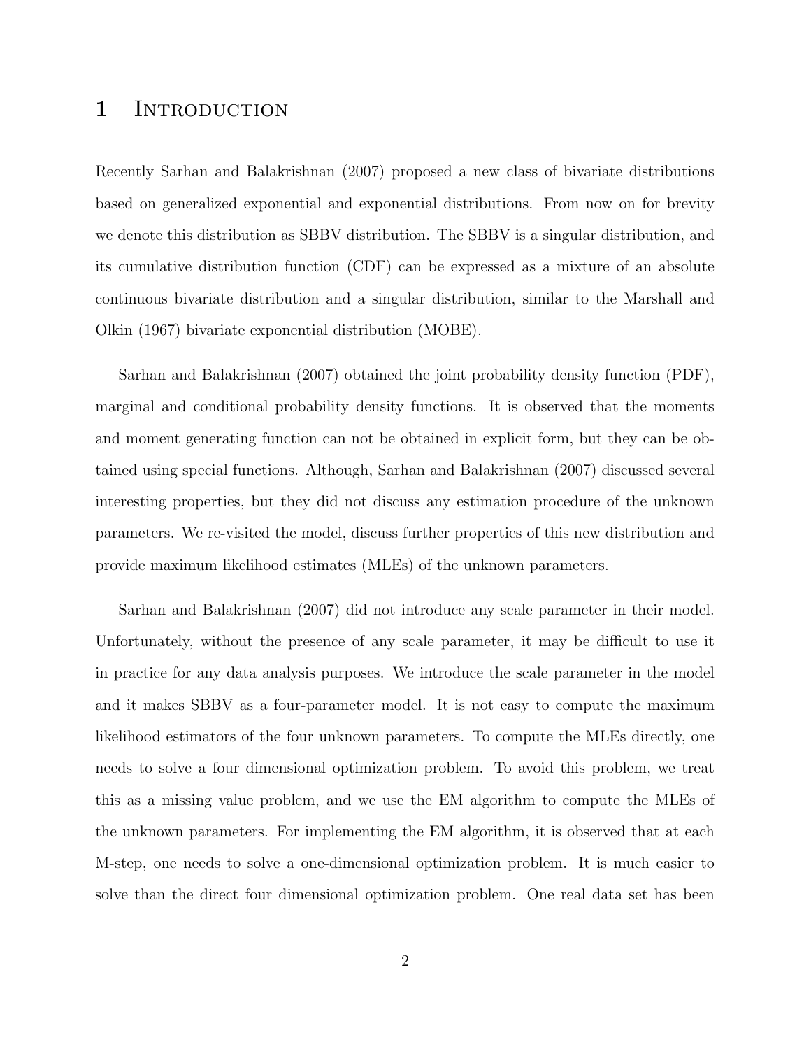# 1 Introduction

Recently Sarhan and Balakrishnan (2007) proposed a new class of bivariate distributions based on generalized exponential and exponential distributions. From now on for brevity we denote this distribution as SBBV distribution. The SBBV is a singular distribution, and its cumulative distribution function (CDF) can be expressed as a mixture of an absolute continuous bivariate distribution and a singular distribution, similar to the Marshall and Olkin (1967) bivariate exponential distribution (MOBE).

Sarhan and Balakrishnan (2007) obtained the joint probability density function (PDF), marginal and conditional probability density functions. It is observed that the moments and moment generating function can not be obtained in explicit form, but they can be obtained using special functions. Although, Sarhan and Balakrishnan (2007) discussed several interesting properties, but they did not discuss any estimation procedure of the unknown parameters. We re-visited the model, discuss further properties of this new distribution and provide maximum likelihood estimates (MLEs) of the unknown parameters.

Sarhan and Balakrishnan (2007) did not introduce any scale parameter in their model. Unfortunately, without the presence of any scale parameter, it may be difficult to use it in practice for any data analysis purposes. We introduce the scale parameter in the model and it makes SBBV as a four-parameter model. It is not easy to compute the maximum likelihood estimators of the four unknown parameters. To compute the MLEs directly, one needs to solve a four dimensional optimization problem. To avoid this problem, we treat this as a missing value problem, and we use the EM algorithm to compute the MLEs of the unknown parameters. For implementing the EM algorithm, it is observed that at each M-step, one needs to solve a one-dimensional optimization problem. It is much easier to solve than the direct four dimensional optimization problem. One real data set has been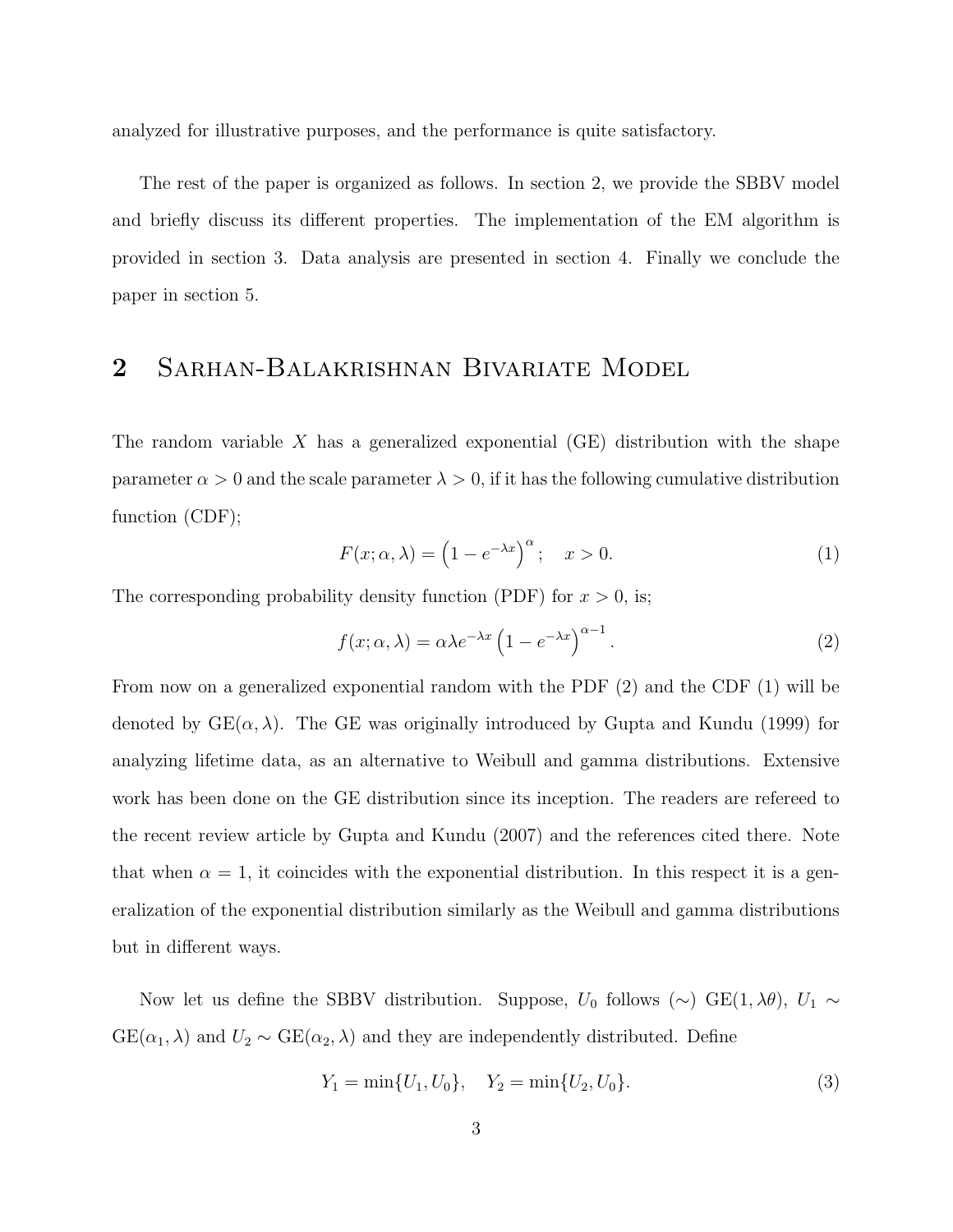analyzed for illustrative purposes, and the performance is quite satisfactory.

The rest of the paper is organized as follows. In section 2, we provide the SBBV model and briefly discuss its different properties. The implementation of the EM algorithm is provided in section 3. Data analysis are presented in section 4. Finally we conclude the paper in section 5.

## 2 Sarhan-Balakrishnan Bivariate Model

The random variable $X$ has a generalized exponential (GE) distribution with the shape parameter $\alpha > 0$ and the scale parameter $\lambda > 0$, if it has the following cumulative distribution function (CDF);

$$F(x; \alpha, \lambda) = \left(1 - e^{-\lambda x}\right)^{\alpha}; \quad x > 0. \tag{1}$$

The corresponding probability density function (PDF) for $x > 0$, is;

$$f(x; \alpha, \lambda) = \alpha \lambda e^{-\lambda x} \left(1 - e^{-\lambda x}\right)^{\alpha - 1}. \tag{2}$$

From now on a generalized exponential random with the PDF (2) and the CDF (1) will be denoted by GE$(\alpha, \lambda)$. The GE was originally introduced by Gupta and Kundu (1999) for analyzing lifetime data, as an alternative to Weibull and gamma distributions. Extensive work has been done on the GE distribution since its inception. The readers are refereed to the recent review article by Gupta and Kundu (2007) and the references cited there. Note that when $\alpha = 1$, it coincides with the exponential distribution. In this respect it is a generalization of the exponential distribution similarly as the Weibull and gamma distributions but in different ways.

Now let us define the SBBV distribution. Suppose, $U_0$ follows ($\sim$) GE$(1, \lambda\theta)$, $U_1 \sim$ GE$(\alpha_1, \lambda)$ and $U_2 \sim$ GE$(\alpha_2, \lambda)$ and they are independently distributed. Define

$$Y_1 = \min\{U_1, U_0\}, \quad Y_2 = \min\{U_2, U_0\}. \tag{3}$$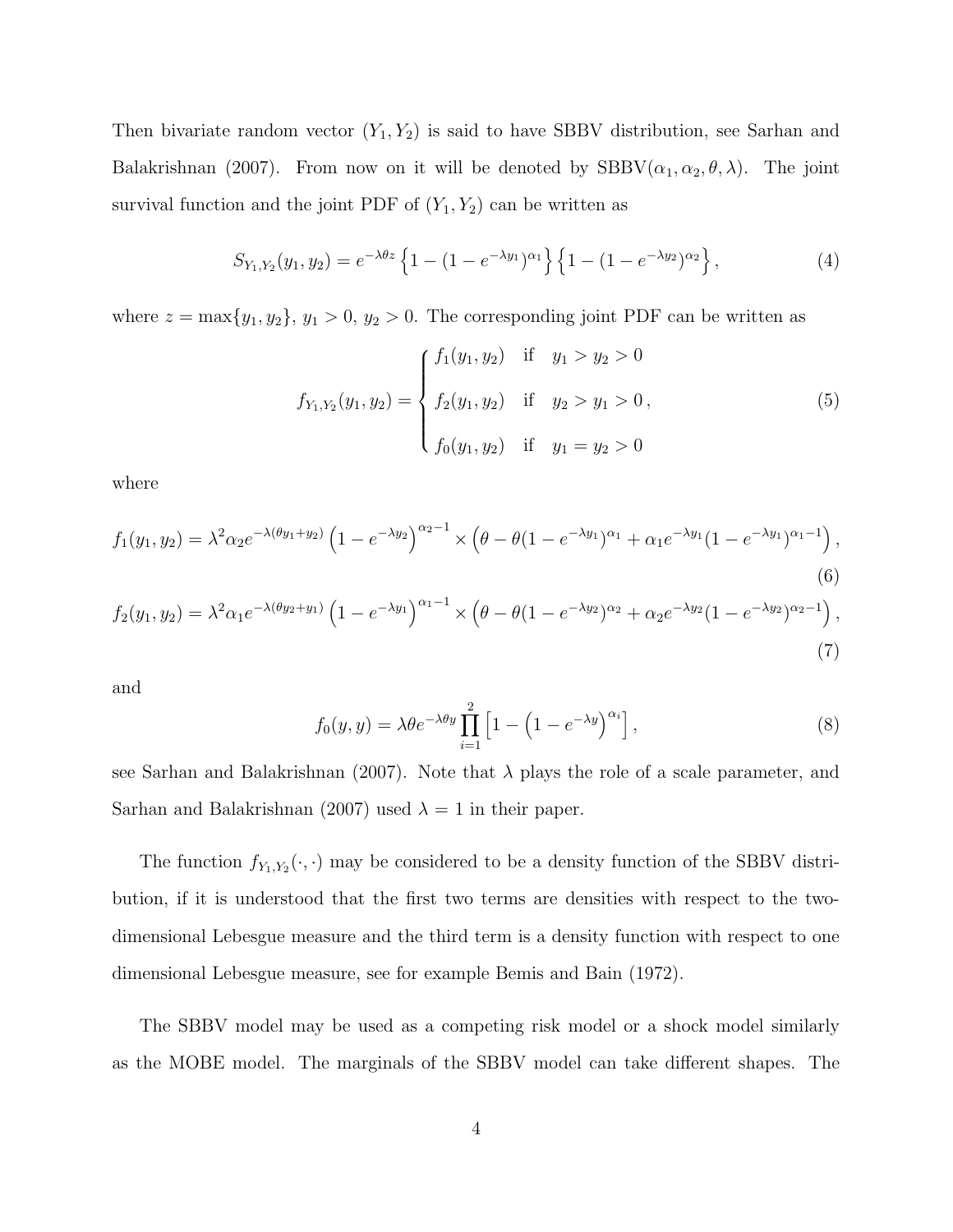Then bivariate random vector $(Y_1, Y_2)$ is said to have SBBV distribution, see Sarhan and Balakrishnan (2007). From now on it will be denoted by SBBV$(\alpha_1, \alpha_2, \theta, \lambda)$. The joint survival function and the joint PDF of $(Y_1, Y_2)$ can be written as

$$S_{Y_1,Y_2}(y_1, y_2) = e^{-\lambda\theta z}\left\{1 - (1 - e^{-\lambda y_1})^{\alpha_1}\right\}\left\{1 - (1 - e^{-\lambda y_2})^{\alpha_2}\right\}, \tag{4}$$

where $z = \max\{y_1, y_2\}$, $y_1 > 0$, $y_2 > 0$. The corresponding joint PDF can be written as

$$f_{Y_1,Y_2}(y_1, y_2) = \begin{cases} f_1(y_1, y_2) & \text{if} \quad y_1 > y_2 > 0 \\ f_2(y_1, y_2) & \text{if} \quad y_2 > y_1 > 0 \\ f_0(y_1, y_2) & \text{if} \quad y_1 = y_2 > 0 \end{cases}, \tag{5}$$

where

$$f_1(y_1, y_2) = \lambda^2 \alpha_2 e^{-\lambda(\theta y_1 + y_2)}\left(1 - e^{-\lambda y_2}\right)^{\alpha_2 - 1} \times \left(\theta - \theta(1 - e^{-\lambda y_1})^{\alpha_1} + \alpha_1 e^{-\lambda y_1}(1 - e^{-\lambda y_1})^{\alpha_1 - 1}\right), \tag{6}$$

$$f_2(y_1, y_2) = \lambda^2 \alpha_1 e^{-\lambda(\theta y_2 + y_1)}\left(1 - e^{-\lambda y_1}\right)^{\alpha_1 - 1} \times \left(\theta - \theta(1 - e^{-\lambda y_2})^{\alpha_2} + \alpha_2 e^{-\lambda y_2}(1 - e^{-\lambda y_2})^{\alpha_2 - 1}\right), \tag{7}$$

and

$$f_0(y, y) = \lambda\theta e^{-\lambda\theta y}\prod_{i=1}^{2}\left[1 - \left(1 - e^{-\lambda y}\right)^{\alpha_i}\right], \tag{8}$$

see Sarhan and Balakrishnan (2007). Note that $\lambda$ plays the role of a scale parameter, and Sarhan and Balakrishnan (2007) used $\lambda = 1$ in their paper.

The function $f_{Y_1,Y_2}(\cdot,\cdot)$ may be considered to be a density function of the SBBV distribution, if it is understood that the first two terms are densities with respect to the two-dimensional Lebesgue measure and the third term is a density function with respect to one dimensional Lebesgue measure, see for example Bemis and Bain (1972).

The SBBV model may be used as a competing risk model or a shock model similarly as the MOBE model. The marginals of the SBBV model can take different shapes. The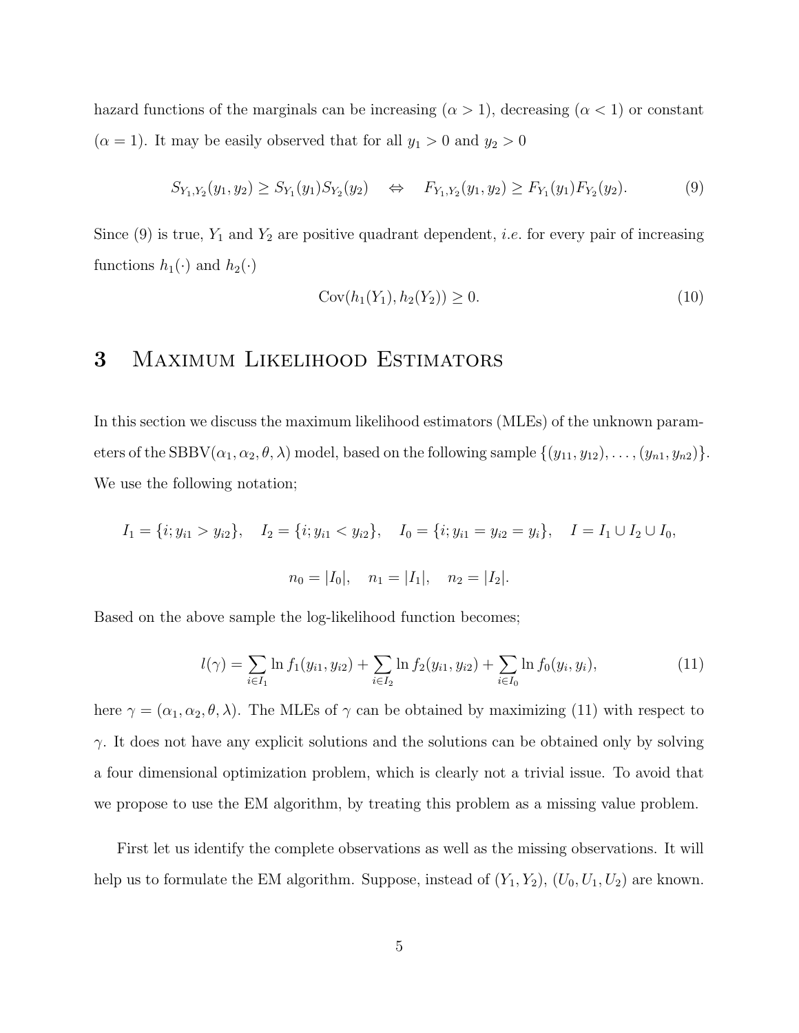hazard functions of the marginals can be increasing ($\alpha > 1$), decreasing ($\alpha < 1$) or constant ($\alpha = 1$). It may be easily observed that for all $y_1 > 0$ and $y_2 > 0$

$$S_{Y_1,Y_2}(y_1, y_2) \geq S_{Y_1}(y_1)S_{Y_2}(y_2) \quad \Leftrightarrow \quad F_{Y_1,Y_2}(y_1, y_2) \geq F_{Y_1}(y_1)F_{Y_2}(y_2). \tag{9}$$

Since (9) is true, $Y_1$ and $Y_2$ are positive quadrant dependent, *i.e.* for every pair of increasing functions $h_1(\cdot)$ and $h_2(\cdot)$

$$\text{Cov}(h_1(Y_1), h_2(Y_2)) \geq 0. \tag{10}$$

# 3 Maximum Likelihood Estimators

In this section we discuss the maximum likelihood estimators (MLEs) of the unknown parameters of the SBBV$(\alpha_1, \alpha_2, \theta, \lambda)$ model, based on the following sample $\{(y_{11}, y_{12}), \ldots, (y_{n1}, y_{n2})\}$. We use the following notation;

$$I_1 = \{i; y_{i1} > y_{i2}\}, \quad I_2 = \{i; y_{i1} < y_{i2}\}, \quad I_0 = \{i; y_{i1} = y_{i2} = y_i\}, \quad I = I_1 \cup I_2 \cup I_0,$$

$$n_0 = |I_0|, \quad n_1 = |I_1|, \quad n_2 = |I_2|.$$

Based on the above sample the log-likelihood function becomes;

$$l(\gamma) = \sum_{i \in I_1} \ln f_1(y_{i1}, y_{i2}) + \sum_{i \in I_2} \ln f_2(y_{i1}, y_{i2}) + \sum_{i \in I_0} \ln f_0(y_i, y_i), \tag{11}$$

here $\gamma = (\alpha_1, \alpha_2, \theta, \lambda)$. The MLEs of $\gamma$ can be obtained by maximizing (11) with respect to $\gamma$. It does not have any explicit solutions and the solutions can be obtained only by solving a four dimensional optimization problem, which is clearly not a trivial issue. To avoid that we propose to use the EM algorithm, by treating this problem as a missing value problem.

First let us identify the complete observations as well as the missing observations. It will help us to formulate the EM algorithm. Suppose, instead of $(Y_1, Y_2)$, $(U_0, U_1, U_2)$ are known.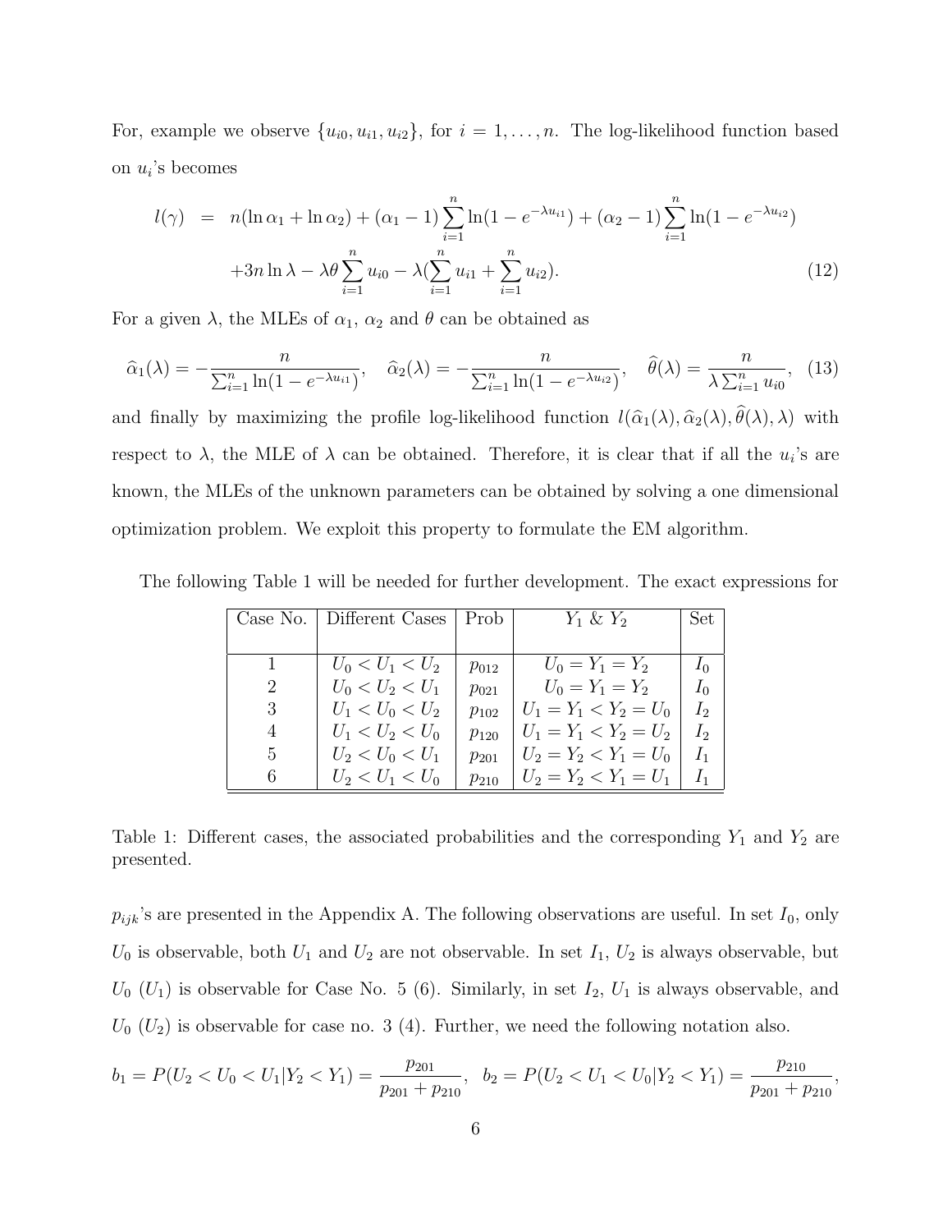For, example we observe $\{u_{i0}, u_{i1}, u_{i2}\}$, for $i = 1, \ldots, n$. The log-likelihood function based on $u_i$'s becomes

$$
\begin{aligned}
l(\gamma) &= n(\ln\alpha_1 + \ln\alpha_2) + (\alpha_1 - 1)\sum_{i=1}^{n}\ln(1 - e^{-\lambda u_{i1}}) + (\alpha_2 - 1)\sum_{i=1}^{n}\ln(1 - e^{-\lambda u_{i2}}) \\
&\quad + 3n\ln\lambda - \lambda\theta\sum_{i=1}^{n} u_{i0} - \lambda(\sum_{i=1}^{n} u_{i1} + \sum_{i=1}^{n} u_{i2}). \qquad (12)
\end{aligned}
$$

For a given $\lambda$, the MLEs of $\alpha_1$, $\alpha_2$ and $\theta$ can be obtained as

$$
\widehat{\alpha}_1(\lambda) = -\frac{n}{\sum_{i=1}^{n}\ln(1 - e^{-\lambda u_{i1}})}, \quad \widehat{\alpha}_2(\lambda) = -\frac{n}{\sum_{i=1}^{n}\ln(1 - e^{-\lambda u_{i2}})}, \quad \widehat{\theta}(\lambda) = \frac{n}{\lambda\sum_{i=1}^{n} u_{i0}}, \quad (13)
$$

and finally by maximizing the profile log-likelihood function $l(\widehat{\alpha}_1(\lambda), \widehat{\alpha}_2(\lambda), \widehat{\theta}(\lambda), \lambda)$ with respect to $\lambda$, the MLE of $\lambda$ can be obtained. Therefore, it is clear that if all the $u_i$'s are known, the MLEs of the unknown parameters can be obtained by solving a one dimensional optimization problem. We exploit this property to formulate the EM algorithm.

The following Table 1 will be needed for further development. The exact expressions for

| Case No. | Different Cases | Prob | $Y_1$ & $Y_2$ | Set |
|---|---|---|---|---|
| 1 | $U_0 < U_1 < U_2$ | $p_{012}$ | $U_0 = Y_1 = Y_2$ | $I_0$ |
| 2 | $U_0 < U_2 < U_1$ | $p_{021}$ | $U_0 = Y_1 = Y_2$ | $I_0$ |
| 3 | $U_1 < U_0 < U_2$ | $p_{102}$ | $U_1 = Y_1 < Y_2 = U_0$ | $I_2$ |
| 4 | $U_1 < U_2 < U_0$ | $p_{120}$ | $U_1 = Y_1 < Y_2 = U_2$ | $I_2$ |
| 5 | $U_2 < U_0 < U_1$ | $p_{201}$ | $U_2 = Y_2 < Y_1 = U_0$ | $I_1$ |
| 6 | $U_2 < U_1 < U_0$ | $p_{210}$ | $U_2 = Y_2 < Y_1 = U_1$ | $I_1$ |

Table 1: Different cases, the associated probabilities and the corresponding $Y_1$ and $Y_2$ are presented.

$p_{ijk}$'s are presented in the Appendix A. The following observations are useful. In set $I_0$, only $U_0$ is observable, both $U_1$ and $U_2$ are not observable. In set $I_1$, $U_2$ is always observable, but $U_0$ ($U_1$) is observable for Case No. 5 (6). Similarly, in set $I_2$, $U_1$ is always observable, and $U_0$ ($U_2$) is observable for case no. 3 (4). Further, we need the following notation also.

$$
b_1 = P(U_2 < U_0 < U_1 | Y_2 < Y_1) = \frac{p_{201}}{p_{201} + p_{210}}, \quad b_2 = P(U_2 < U_1 < U_0 | Y_2 < Y_1) = \frac{p_{210}}{p_{201} + p_{210}},
$$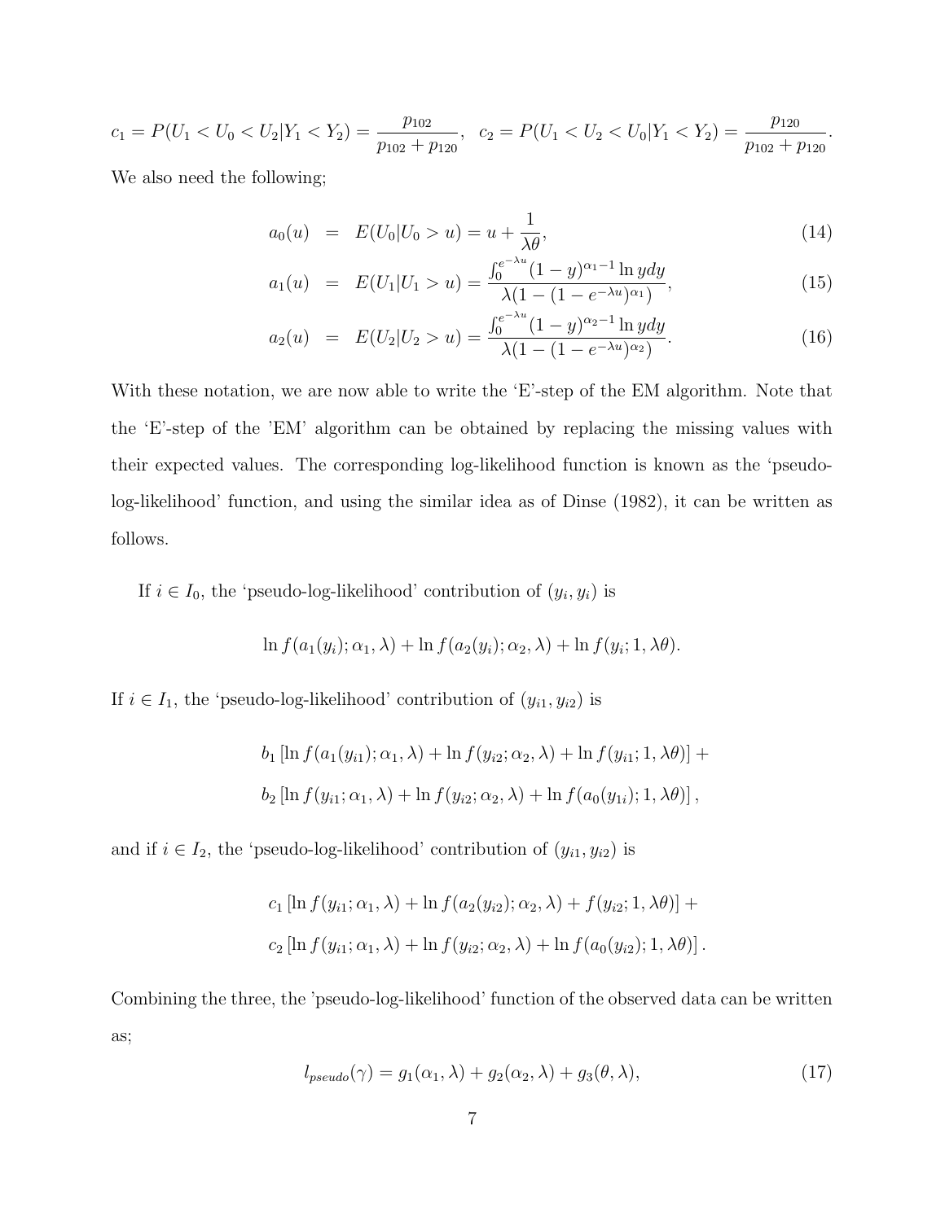$$c_1 = P(U_1 < U_0 < U_2 | Y_1 < Y_2) = \frac{p_{102}}{p_{102} + p_{120}}, \quad c_2 = P(U_1 < U_2 < U_0 | Y_1 < Y_2) = \frac{p_{120}}{p_{102} + p_{120}}.$$

We also need the following;

$$a_0(u) \quad = \quad E(U_0 | U_0 > u) = u + \frac{1}{\lambda\theta}, \tag{14}$$

$$a_1(u) \quad = \quad E(U_1 | U_1 > u) = \frac{\int_0^{e^{-\lambda u}} (1-y)^{\alpha_1 - 1} \ln y dy}{\lambda(1 - (1 - e^{-\lambda u})^{\alpha_1})}, \tag{15}$$

$$a_2(u) \quad = \quad E(U_2 | U_2 > u) = \frac{\int_0^{e^{-\lambda u}} (1-y)^{\alpha_2 - 1} \ln y dy}{\lambda(1 - (1 - e^{-\lambda u})^{\alpha_2})}. \tag{16}$$

With these notation, we are now able to write the 'E'-step of the EM algorithm. Note that the 'E'-step of the 'EM' algorithm can be obtained by replacing the missing values with their expected values. The corresponding log-likelihood function is known as the 'pseudo-log-likelihood' function, and using the similar idea as of Dinse (1982), it can be written as follows.

If $i \in I_0$, the 'pseudo-log-likelihood' contribution of $(y_i, y_i)$ is

$$\ln f(a_1(y_i); \alpha_1, \lambda) + \ln f(a_2(y_i); \alpha_2, \lambda) + \ln f(y_i; 1, \lambda\theta).$$

If $i \in I_1$, the 'pseudo-log-likelihood' contribution of $(y_{i1}, y_{i2})$ is

$$b_1 \left[ \ln f(a_1(y_{i1}); \alpha_1, \lambda) + \ln f(y_{i2}; \alpha_2, \lambda) + \ln f(y_{i1}; 1, \lambda\theta) \right] +$$
$$b_2 \left[ \ln f(y_{i1}; \alpha_1, \lambda) + \ln f(y_{i2}; \alpha_2, \lambda) + \ln f(a_0(y_{1i}); 1, \lambda\theta) \right],$$

and if $i \in I_2$, the 'pseudo-log-likelihood' contribution of $(y_{i1}, y_{i2})$ is

$$c_1 \left[ \ln f(y_{i1}; \alpha_1, \lambda) + \ln f(a_2(y_{i2}); \alpha_2, \lambda) + f(y_{i2}; 1, \lambda\theta) \right] +$$
$$c_2 \left[ \ln f(y_{i1}; \alpha_1, \lambda) + \ln f(y_{i2}; \alpha_2, \lambda) + \ln f(a_0(y_{i2}); 1, \lambda\theta) \right].$$

Combining the three, the 'pseudo-log-likelihood' function of the observed data can be written as;

$$l_{pseudo}(\gamma) = g_1(\alpha_1, \lambda) + g_2(\alpha_2, \lambda) + g_3(\theta, \lambda), \tag{17}$$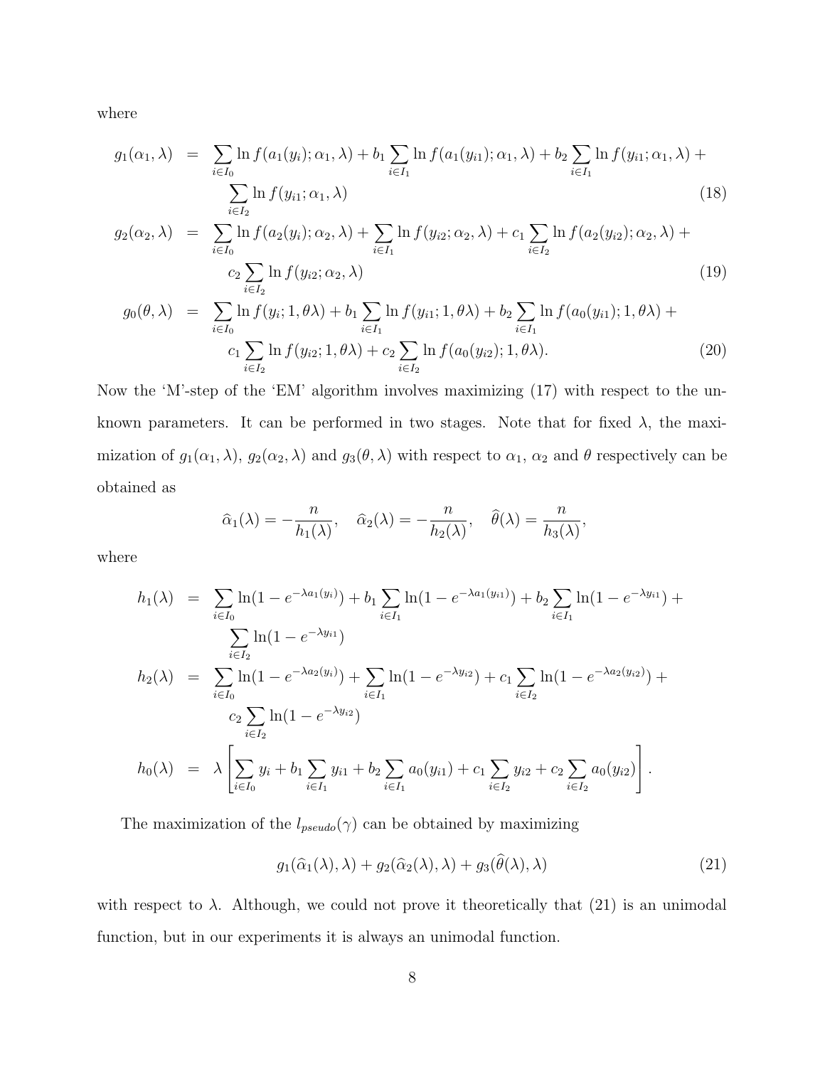where

$$
\begin{aligned}
g_1(\alpha_1, \lambda) &= \sum_{i \in I_0} \ln f(a_1(y_i); \alpha_1, \lambda) + b_1 \sum_{i \in I_1} \ln f(a_1(y_{i1}); \alpha_1, \lambda) + b_2 \sum_{i \in I_1} \ln f(y_{i1}; \alpha_1, \lambda) + \\
&\quad \sum_{i \in I_2} \ln f(y_{i1}; \alpha_1, \lambda) \qquad (18) \\
g_2(\alpha_2, \lambda) &= \sum_{i \in I_0} \ln f(a_2(y_i); \alpha_2, \lambda) + \sum_{i \in I_1} \ln f(y_{i2}; \alpha_2, \lambda) + c_1 \sum_{i \in I_2} \ln f(a_2(y_{i2}); \alpha_2, \lambda) + \\
&\quad c_2 \sum_{i \in I_2} \ln f(y_{i2}; \alpha_2, \lambda) \qquad (19) \\
g_0(\theta, \lambda) &= \sum_{i \in I_0} \ln f(y_i; 1, \theta\lambda) + b_1 \sum_{i \in I_1} \ln f(y_{i1}; 1, \theta\lambda) + b_2 \sum_{i \in I_1} \ln f(a_0(y_{i1}); 1, \theta\lambda) + \\
&\quad c_1 \sum_{i \in I_2} \ln f(y_{i2}; 1, \theta\lambda) + c_2 \sum_{i \in I_2} \ln f(a_0(y_{i2}); 1, \theta\lambda). \qquad (20)
\end{aligned}
$$

Now the 'M'-step of the 'EM' algorithm involves maximizing (17) with respect to the unknown parameters. It can be performed in two stages. Note that for fixed $\lambda$, the maximization of $g_1(\alpha_1, \lambda)$, $g_2(\alpha_2, \lambda)$ and $g_3(\theta, \lambda)$ with respect to $\alpha_1$, $\alpha_2$ and $\theta$ respectively can be obtained as

$$
\widehat{\alpha}_1(\lambda) = -\frac{n}{h_1(\lambda)}, \quad \widehat{\alpha}_2(\lambda) = -\frac{n}{h_2(\lambda)}, \quad \widehat{\theta}(\lambda) = \frac{n}{h_3(\lambda)},
$$

where

$$
\begin{aligned}
h_1(\lambda) &= \sum_{i \in I_0} \ln(1 - e^{-\lambda a_1(y_i)}) + b_1 \sum_{i \in I_1} \ln(1 - e^{-\lambda a_1(y_{i1})}) + b_2 \sum_{i \in I_1} \ln(1 - e^{-\lambda y_{i1}}) + \\
&\quad \sum_{i \in I_2} \ln(1 - e^{-\lambda y_{i1}}) \\
h_2(\lambda) &= \sum_{i \in I_0} \ln(1 - e^{-\lambda a_2(y_i)}) + \sum_{i \in I_1} \ln(1 - e^{-\lambda y_{i2}}) + c_1 \sum_{i \in I_2} \ln(1 - e^{-\lambda a_2(y_{i2})}) + \\
&\quad c_2 \sum_{i \in I_2} \ln(1 - e^{-\lambda y_{i2}}) \\
h_0(\lambda) &= \lambda \left[ \sum_{i \in I_0} y_i + b_1 \sum_{i \in I_1} y_{i1} + b_2 \sum_{i \in I_1} a_0(y_{i1}) + c_1 \sum_{i \in I_2} y_{i2} + c_2 \sum_{i \in I_2} a_0(y_{i2}) \right].
\end{aligned}
$$

The maximization of the $l_{pseudo}(\gamma)$ can be obtained by maximizing

$$
g_1(\widehat{\alpha}_1(\lambda), \lambda) + g_2(\widehat{\alpha}_2(\lambda), \lambda) + g_3(\widehat{\theta}(\lambda), \lambda) \qquad (21)
$$

with respect to $\lambda$. Although, we could not prove it theoretically that (21) is an unimodal function, but in our experiments it is always an unimodal function.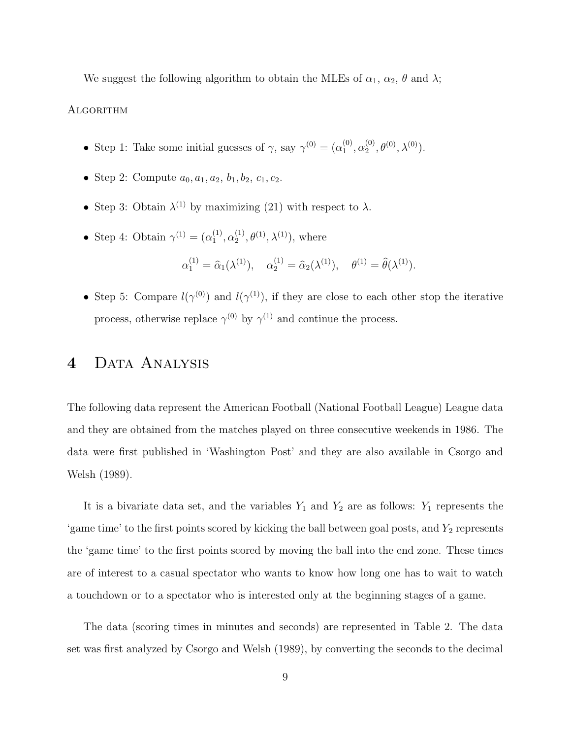We suggest the following algorithm to obtain the MLEs of $\alpha_1$, $\alpha_2$, $\theta$ and $\lambda$;

ALGORITHM

- Step 1: Take some initial guesses of $\gamma$, say $\gamma^{(0)} = (\alpha_1^{(0)}, \alpha_2^{(0)}, \theta^{(0)}, \lambda^{(0)})$.
- Step 2: Compute $a_0, a_1, a_2,\ b_1, b_2,\ c_1, c_2$.
- Step 3: Obtain $\lambda^{(1)}$ by maximizing (21) with respect to $\lambda$.
- Step 4: Obtain $\gamma^{(1)} = (\alpha_1^{(1)}, \alpha_2^{(1)}, \theta^{(1)}, \lambda^{(1)})$, where

$$\alpha_1^{(1)} = \widehat{\alpha}_1(\lambda^{(1)}), \quad \alpha_2^{(1)} = \widehat{\alpha}_2(\lambda^{(1)}), \quad \theta^{(1)} = \widehat{\theta}(\lambda^{(1)}).$$

- Step 5: Compare $l(\gamma^{(0)})$ and $l(\gamma^{(1)})$, if they are close to each other stop the iterative process, otherwise replace $\gamma^{(0)}$ by $\gamma^{(1)}$ and continue the process.

# 4 Data Analysis

The following data represent the American Football (National Football League) League data and they are obtained from the matches played on three consecutive weekends in 1986. The data were first published in 'Washington Post' and they are also available in Csorgo and Welsh (1989).

It is a bivariate data set, and the variables $Y_1$ and $Y_2$ are as follows: $Y_1$ represents the 'game time' to the first points scored by kicking the ball between goal posts, and $Y_2$ represents the 'game time' to the first points scored by moving the ball into the end zone. These times are of interest to a casual spectator who wants to know how long one has to wait to watch a touchdown or to a spectator who is interested only at the beginning stages of a game.

The data (scoring times in minutes and seconds) are represented in Table 2. The data set was first analyzed by Csorgo and Welsh (1989), by converting the seconds to the decimal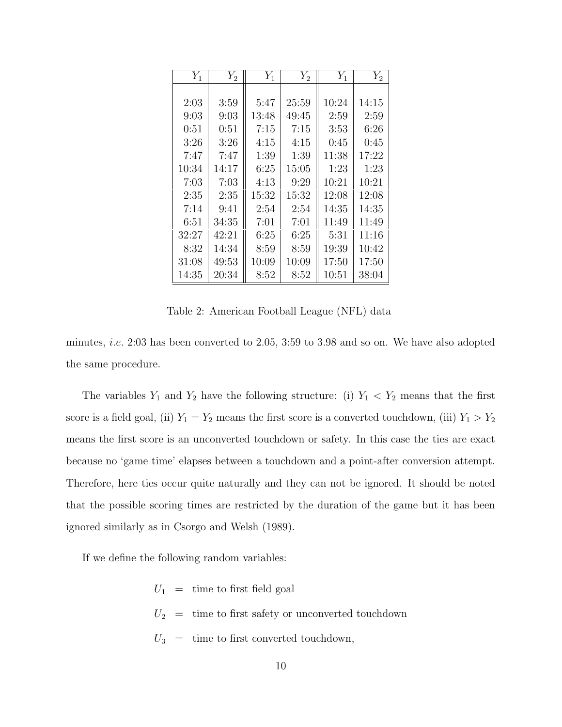| $Y_1$ | $Y_2$ | $Y_1$ | $Y_2$ | $Y_1$ | $Y_2$ |
|---|---|---|---|---|---|
| 2:03 | 3:59 | 5:47 | 25:59 | 10:24 | 14:15 |
| 9:03 | 9:03 | 13:48 | 49:45 | 2:59 | 2:59 |
| 0:51 | 0:51 | 7:15 | 7:15 | 3:53 | 6:26 |
| 3:26 | 3:26 | 4:15 | 4:15 | 0:45 | 0:45 |
| 7:47 | 7:47 | 1:39 | 1:39 | 11:38 | 17:22 |
| 10:34 | 14:17 | 6:25 | 15:05 | 1:23 | 1:23 |
| 7:03 | 7:03 | 4:13 | 9:29 | 10:21 | 10:21 |
| 2:35 | 2:35 | 15:32 | 15:32 | 12:08 | 12:08 |
| 7:14 | 9:41 | 2:54 | 2:54 | 14:35 | 14:35 |
| 6:51 | 34:35 | 7:01 | 7:01 | 11:49 | 11:49 |
| 32:27 | 42:21 | 6:25 | 6:25 | 5:31 | 11:16 |
| 8:32 | 14:34 | 8:59 | 8:59 | 19:39 | 10:42 |
| 31:08 | 49:53 | 10:09 | 10:09 | 17:50 | 17:50 |
| 14:35 | 20:34 | 8:52 | 8:52 | 10:51 | 38:04 |

Table 2: American Football League (NFL) data

minutes, *i.e.* 2:03 has been converted to 2.05, 3:59 to 3.98 and so on. We have also adopted the same procedure.

The variables $Y_1$ and $Y_2$ have the following structure: (i) $Y_1 < Y_2$ means that the first score is a field goal, (ii) $Y_1 = Y_2$ means the first score is a converted touchdown, (iii) $Y_1 > Y_2$ means the first score is an unconverted touchdown or safety. In this case the ties are exact because no 'game time' elapses between a touchdown and a point-after conversion attempt. Therefore, here ties occur quite naturally and they can not be ignored. It should be noted that the possible scoring times are restricted by the duration of the game but it has been ignored similarly as in Csorgo and Welsh (1989).

If we define the following random variables:

$$
\begin{aligned}
U_1 &= \text{time to first field goal} \\
U_2 &= \text{time to first safety or unconverted touchdown} \\
U_3 &= \text{time to first converted touchdown,}
\end{aligned}
$$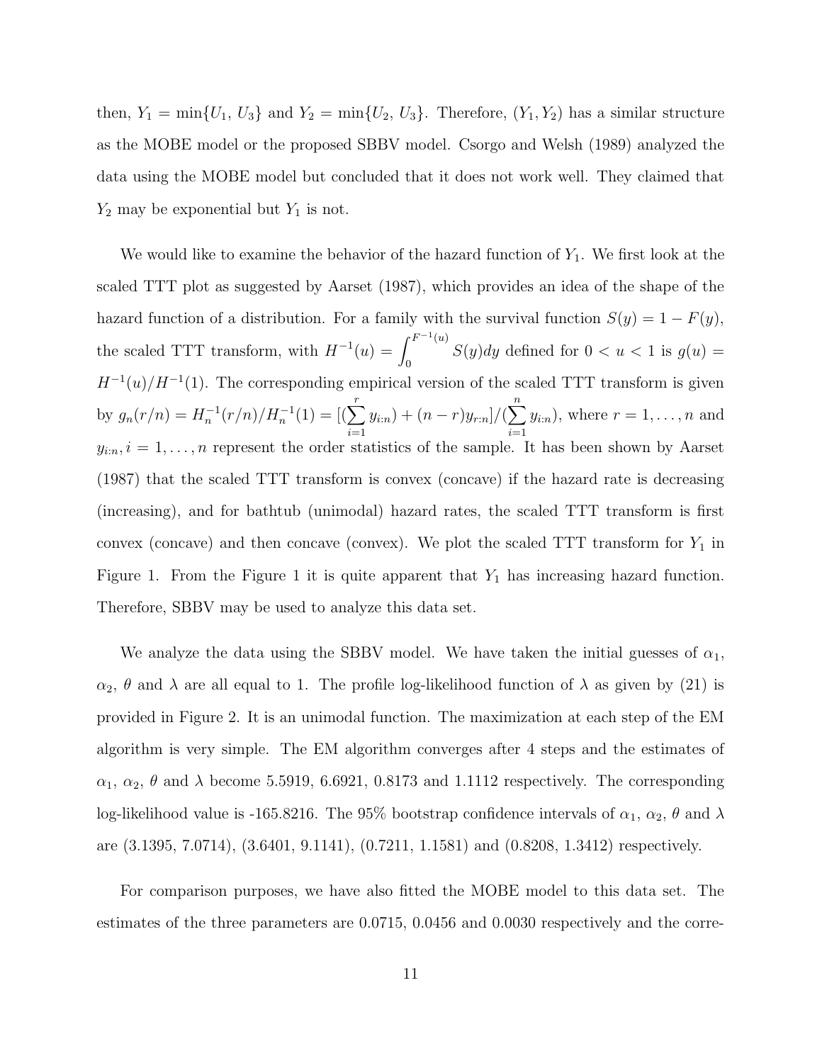then, $Y_1 = \min\{U_1, U_3\}$ and $Y_2 = \min\{U_2, U_3\}$. Therefore, $(Y_1, Y_2)$ has a similar structure as the MOBE model or the proposed SBBV model. Csorgo and Welsh (1989) analyzed the data using the MOBE model but concluded that it does not work well. They claimed that $Y_2$ may be exponential but $Y_1$ is not.

We would like to examine the behavior of the hazard function of $Y_1$. We first look at the scaled TTT plot as suggested by Aarset (1987), which provides an idea of the shape of the hazard function of a distribution. For a family with the survival function $S(y) = 1 - F(y)$, the scaled TTT transform, with $H^{-1}(u) = \int_0^{F^{-1}(u)} S(y)dy$ defined for $0 < u < 1$ is $g(u) = H^{-1}(u)/H^{-1}(1)$. The corresponding empirical version of the scaled TTT transform is given by $g_n(r/n) = H_n^{-1}(r/n)/H_n^{-1}(1) = [(\sum_{i=1}^{r} y_{i:n}) + (n-r)y_{r:n}]/(\sum_{i=1}^{n} y_{i:n})$, where $r = 1, \ldots, n$ and $y_{i:n}, i = 1, \ldots, n$ represent the order statistics of the sample. It has been shown by Aarset (1987) that the scaled TTT transform is convex (concave) if the hazard rate is decreasing (increasing), and for bathtub (unimodal) hazard rates, the scaled TTT transform is first convex (concave) and then concave (convex). We plot the scaled TTT transform for $Y_1$ in Figure 1. From the Figure 1 it is quite apparent that $Y_1$ has increasing hazard function. Therefore, SBBV may be used to analyze this data set.

We analyze the data using the SBBV model. We have taken the initial guesses of $\alpha_1$, $\alpha_2$, $\theta$ and $\lambda$ are all equal to 1. The profile log-likelihood function of $\lambda$ as given by (21) is provided in Figure 2. It is an unimodal function. The maximization at each step of the EM algorithm is very simple. The EM algorithm converges after 4 steps and the estimates of $\alpha_1$, $\alpha_2$, $\theta$ and $\lambda$ become 5.5919, 6.6921, 0.8173 and 1.1112 respectively. The corresponding log-likelihood value is -165.8216. The 95% bootstrap confidence intervals of $\alpha_1$, $\alpha_2$, $\theta$ and $\lambda$ are (3.1395, 7.0714), (3.6401, 9.1141), (0.7211, 1.1581) and (0.8208, 1.3412) respectively.

For comparison purposes, we have also fitted the MOBE model to this data set. The estimates of the three parameters are 0.0715, 0.0456 and 0.0030 respectively and the corre-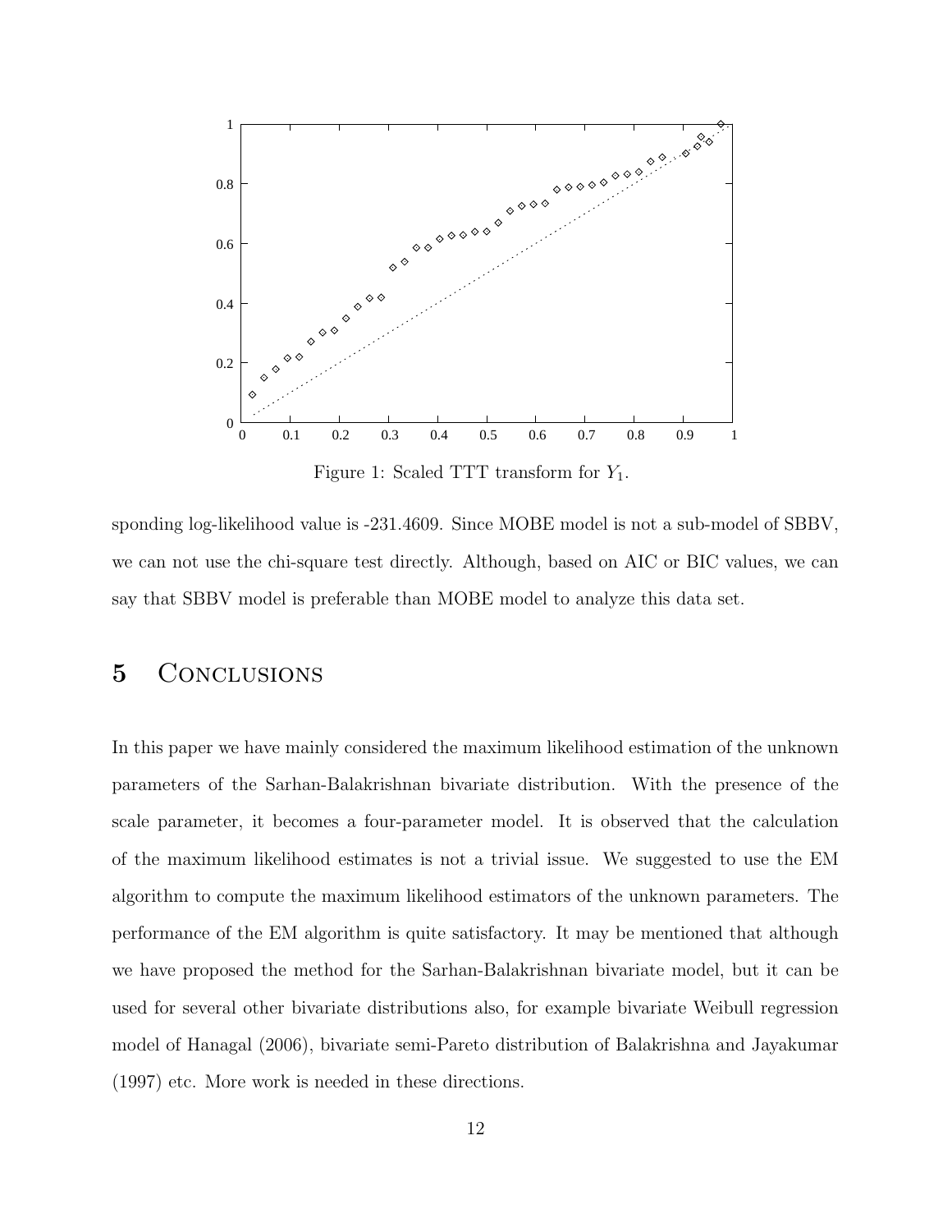Figure 1: Scaled TTT transform for $Y_1$.

sponding log-likelihood value is -231.4609. Since MOBE model is not a sub-model of SBBV, we can not use the chi-square test directly. Although, based on AIC or BIC values, we can say that SBBV model is preferable than MOBE model to analyze this data set.

## 5 Conclusions

In this paper we have mainly considered the maximum likelihood estimation of the unknown parameters of the Sarhan-Balakrishnan bivariate distribution. With the presence of the scale parameter, it becomes a four-parameter model. It is observed that the calculation of the maximum likelihood estimates is not a trivial issue. We suggested to use the EM algorithm to compute the maximum likelihood estimators of the unknown parameters. The performance of the EM algorithm is quite satisfactory. It may be mentioned that although we have proposed the method for the Sarhan-Balakrishnan bivariate model, but it can be used for several other bivariate distributions also, for example bivariate Weibull regression model of Hanagal (2006), bivariate semi-Pareto distribution of Balakrishna and Jayakumar (1997) etc. More work is needed in these directions.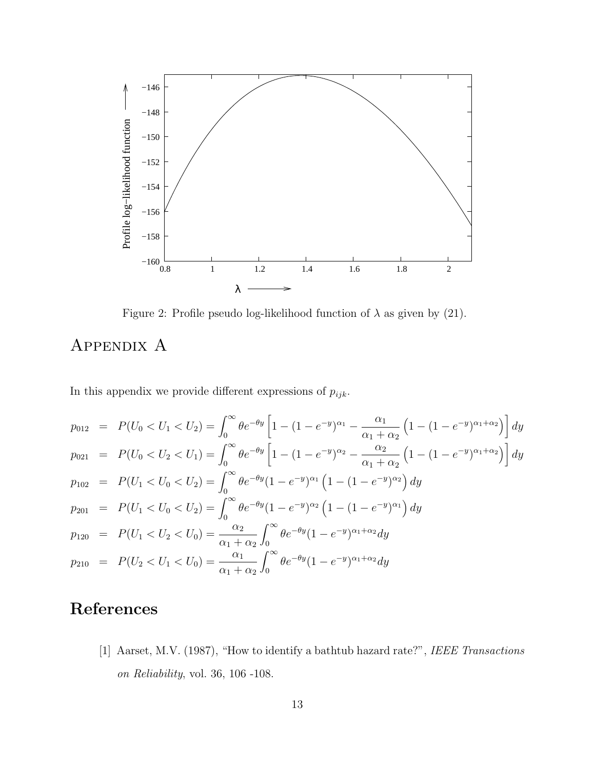Figure 2: Profile pseudo log-likelihood function of $\lambda$ as given by (21).

# Appendix A

In this appendix we provide different expressions of $p_{ijk}$.

$$
\begin{aligned}
p_{012} &= P(U_0 < U_1 < U_2) = \int_0^\infty \theta e^{-\theta y}\left[1 - (1-e^{-y})^{\alpha_1} - \frac{\alpha_1}{\alpha_1+\alpha_2}\left(1-(1-e^{-y})^{\alpha_1+\alpha_2}\right)\right] dy \\
p_{021} &= P(U_0 < U_2 < U_1) = \int_0^\infty \theta e^{-\theta y}\left[1 - (1-e^{-y})^{\alpha_2} - \frac{\alpha_2}{\alpha_1+\alpha_2}\left(1-(1-e^{-y})^{\alpha_1+\alpha_2}\right)\right] dy \\
p_{102} &= P(U_1 < U_0 < U_2) = \int_0^\infty \theta e^{-\theta y}(1-e^{-y})^{\alpha_1}\left(1-(1-e^{-y})^{\alpha_2}\right) dy \\
p_{201} &= P(U_1 < U_0 < U_2) = \int_0^\infty \theta e^{-\theta y}(1-e^{-y})^{\alpha_2}\left(1-(1-e^{-y})^{\alpha_1}\right) dy \\
p_{120} &= P(U_1 < U_2 < U_0) = \frac{\alpha_2}{\alpha_1+\alpha_2}\int_0^\infty \theta e^{-\theta y}(1-e^{-y})^{\alpha_1+\alpha_2} dy \\
p_{210} &= P(U_2 < U_1 < U_0) = \frac{\alpha_1}{\alpha_1+\alpha_2}\int_0^\infty \theta e^{-\theta y}(1-e^{-y})^{\alpha_1+\alpha_2} dy
\end{aligned}
$$

# References

[1] Aarset, M.V. (1987), "How to identify a bathtub hazard rate?", *IEEE Transactions on Reliability*, vol. 36, 106 -108.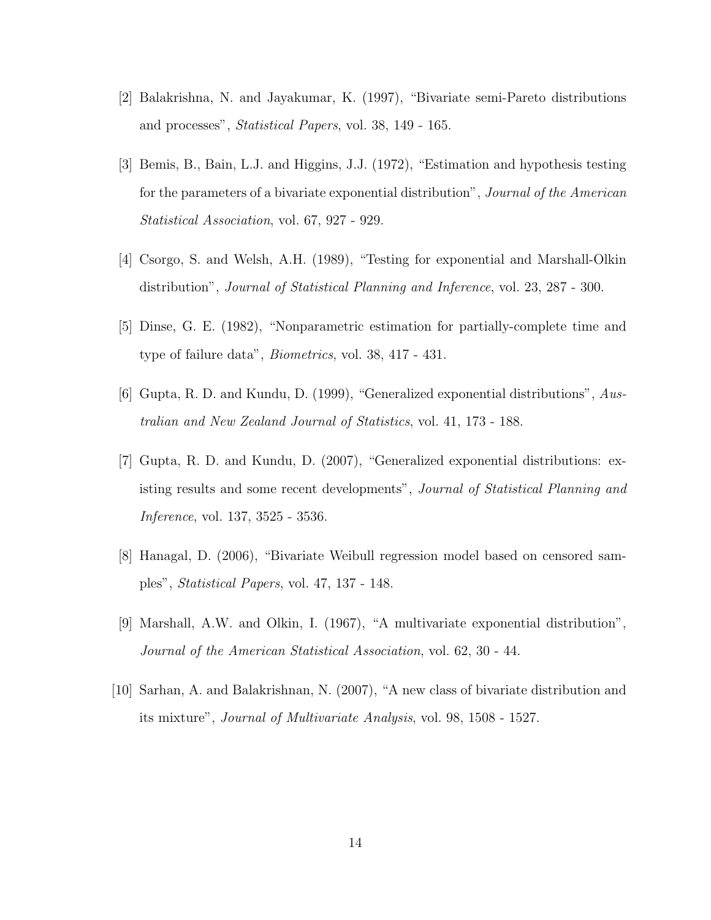[2] Balakrishna, N. and Jayakumar, K. (1997), "Bivariate semi-Pareto distributions and processes", *Statistical Papers*, vol. 38, 149 - 165.

[3] Bemis, B., Bain, L.J. and Higgins, J.J. (1972), "Estimation and hypothesis testing for the parameters of a bivariate exponential distribution", *Journal of the American Statistical Association*, vol. 67, 927 - 929.

[4] Csorgo, S. and Welsh, A.H. (1989), "Testing for exponential and Marshall-Olkin distribution", *Journal of Statistical Planning and Inference*, vol. 23, 287 - 300.

[5] Dinse, G. E. (1982), "Nonparametric estimation for partially-complete time and type of failure data", *Biometrics*, vol. 38, 417 - 431.

[6] Gupta, R. D. and Kundu, D. (1999), "Generalized exponential distributions", *Australian and New Zealand Journal of Statistics*, vol. 41, 173 - 188.

[7] Gupta, R. D. and Kundu, D. (2007), "Generalized exponential distributions: existing results and some recent developments", *Journal of Statistical Planning and Inference*, vol. 137, 3525 - 3536.

[8] Hanagal, D. (2006), "Bivariate Weibull regression model based on censored samples", *Statistical Papers*, vol. 47, 137 - 148.

[9] Marshall, A.W. and Olkin, I. (1967), "A multivariate exponential distribution", *Journal of the American Statistical Association*, vol. 62, 30 - 44.

[10] Sarhan, A. and Balakrishnan, N. (2007), "A new class of bivariate distribution and its mixture", *Journal of Multivariate Analysis*, vol. 98, 1508 - 1527.